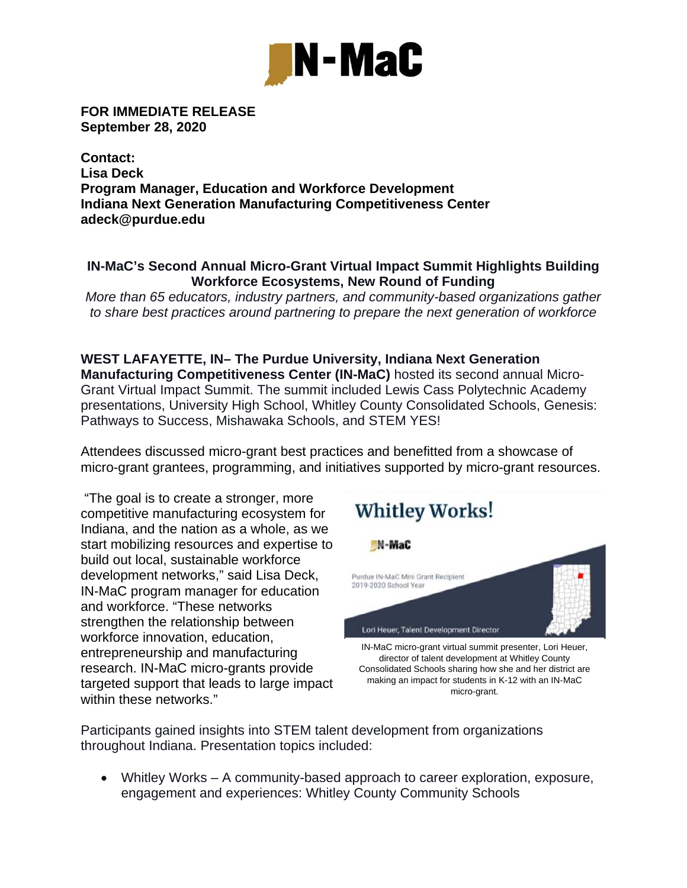IN-MaC

**FOR IMMEDIATE RELEASE**
**September 28, 2020**

**Contact:**
**Lisa Deck**
**Program Manager, Education and Workforce Development**
**Indiana Next Generation Manufacturing Competitiveness Center**
**adeck@purdue.edu**

## IN-MaC's Second Annual Micro-Grant Virtual Impact Summit Highlights Building Workforce Ecosystems, New Round of Funding

*More than 65 educators, industry partners, and community-based organizations gather to share best practices around partnering to prepare the next generation of workforce*

**WEST LAFAYETTE, IN– The Purdue University, Indiana Next Generation Manufacturing Competitiveness Center (IN-MaC)** hosted its second annual Micro-Grant Virtual Impact Summit. The summit included Lewis Cass Polytechnic Academy presentations, University High School, Whitley County Consolidated Schools, Genesis: Pathways to Success, Mishawaka Schools, and STEM YES!

Attendees discussed micro-grant best practices and benefitted from a showcase of micro-grant grantees, programming, and initiatives supported by micro-grant resources.

"The goal is to create a stronger, more competitive manufacturing ecosystem for Indiana, and the nation as a whole, as we start mobilizing resources and expertise to build out local, sustainable workforce development networks," said Lisa Deck, IN-MaC program manager for education and workforce. "These networks strengthen the relationship between workforce innovation, education, entrepreneurship and manufacturing research. IN-MaC micro-grants provide targeted support that leads to large impact within these networks."

Whitley Works!

IN-MaC

Purdue IN-MaC Mini Grant Recipient
2019-2020 School Year

Lori Heuer, Talent Development Director

IN-MaC micro-grant virtual summit presenter, Lori Heuer, director of talent development at Whitley County Consolidated Schools sharing how she and her district are making an impact for students in K-12 with an IN-MaC micro-grant.

Participants gained insights into STEM talent development from organizations throughout Indiana. Presentation topics included:

- Whitley Works – A community-based approach to career exploration, exposure, engagement and experiences: Whitley County Community Schools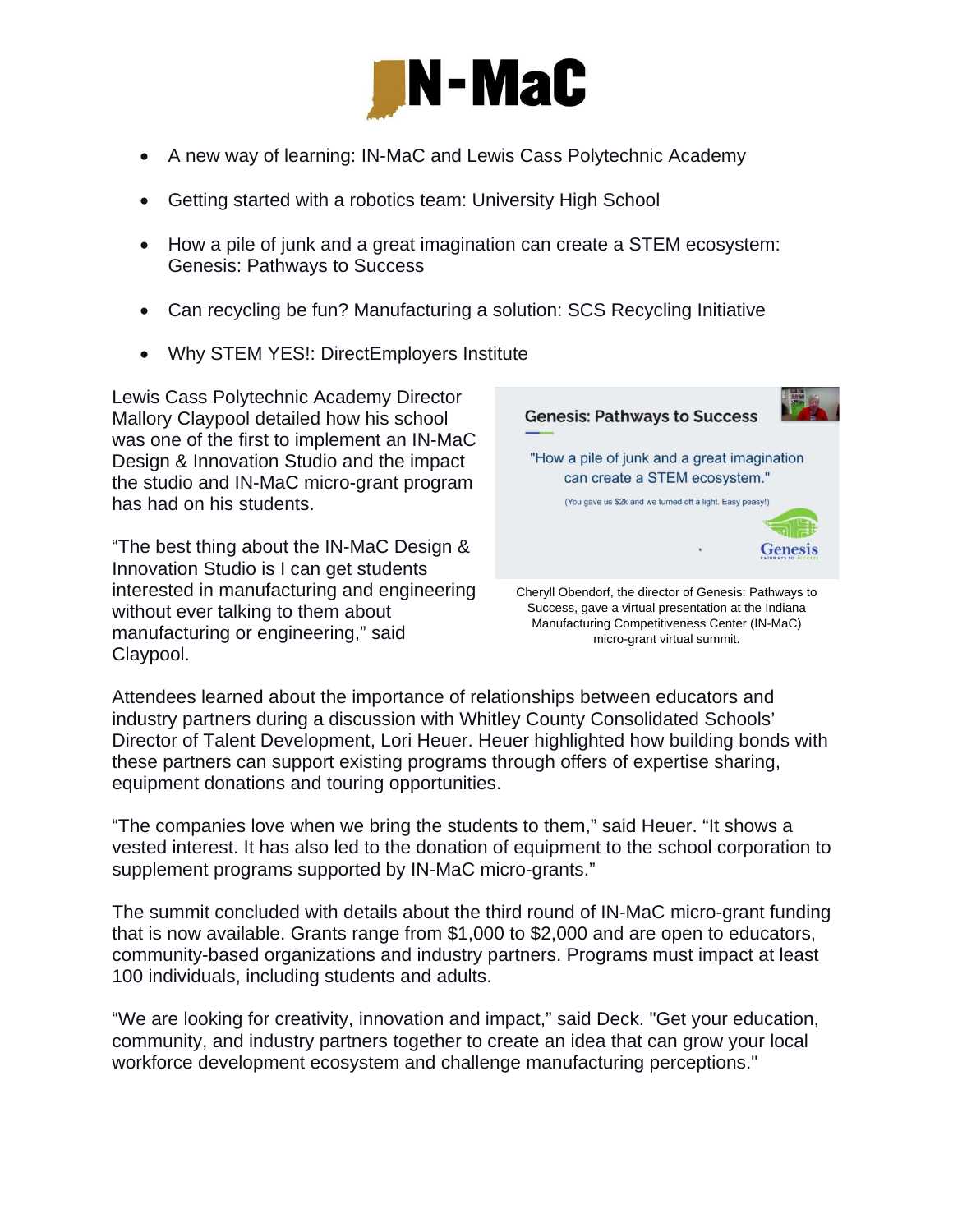- A new way of learning: IN-MaC and Lewis Cass Polytechnic Academy
- Getting started with a robotics team: University High School
- How a pile of junk and a great imagination can create a STEM ecosystem: Genesis: Pathways to Success
- Can recycling be fun? Manufacturing a solution: SCS Recycling Initiative
- Why STEM YES!: DirectEmployers Institute

Lewis Cass Polytechnic Academy Director Mallory Claypool detailed how his school was one of the first to implement an IN-MaC Design & Innovation Studio and the impact the studio and IN-MaC micro-grant program has had on his students.

"The best thing about the IN-MaC Design & Innovation Studio is I can get students interested in manufacturing and engineering without ever talking to them about manufacturing or engineering," said Claypool.

Cheryll Obendorf, the director of Genesis: Pathways to Success, gave a virtual presentation at the Indiana Manufacturing Competitiveness Center (IN-MaC) micro-grant virtual summit.

Attendees learned about the importance of relationships between educators and industry partners during a discussion with Whitley County Consolidated Schools' Director of Talent Development, Lori Heuer. Heuer highlighted how building bonds with these partners can support existing programs through offers of expertise sharing, equipment donations and touring opportunities.

"The companies love when we bring the students to them," said Heuer. "It shows a vested interest. It has also led to the donation of equipment to the school corporation to supplement programs supported by IN-MaC micro-grants."

The summit concluded with details about the third round of IN-MaC micro-grant funding that is now available. Grants range from $1,000 to $2,000 and are open to educators, community-based organizations and industry partners. Programs must impact at least 100 individuals, including students and adults.

"We are looking for creativity, innovation and impact," said Deck. "Get your education, community, and industry partners together to create an idea that can grow your local workforce development ecosystem and challenge manufacturing perceptions."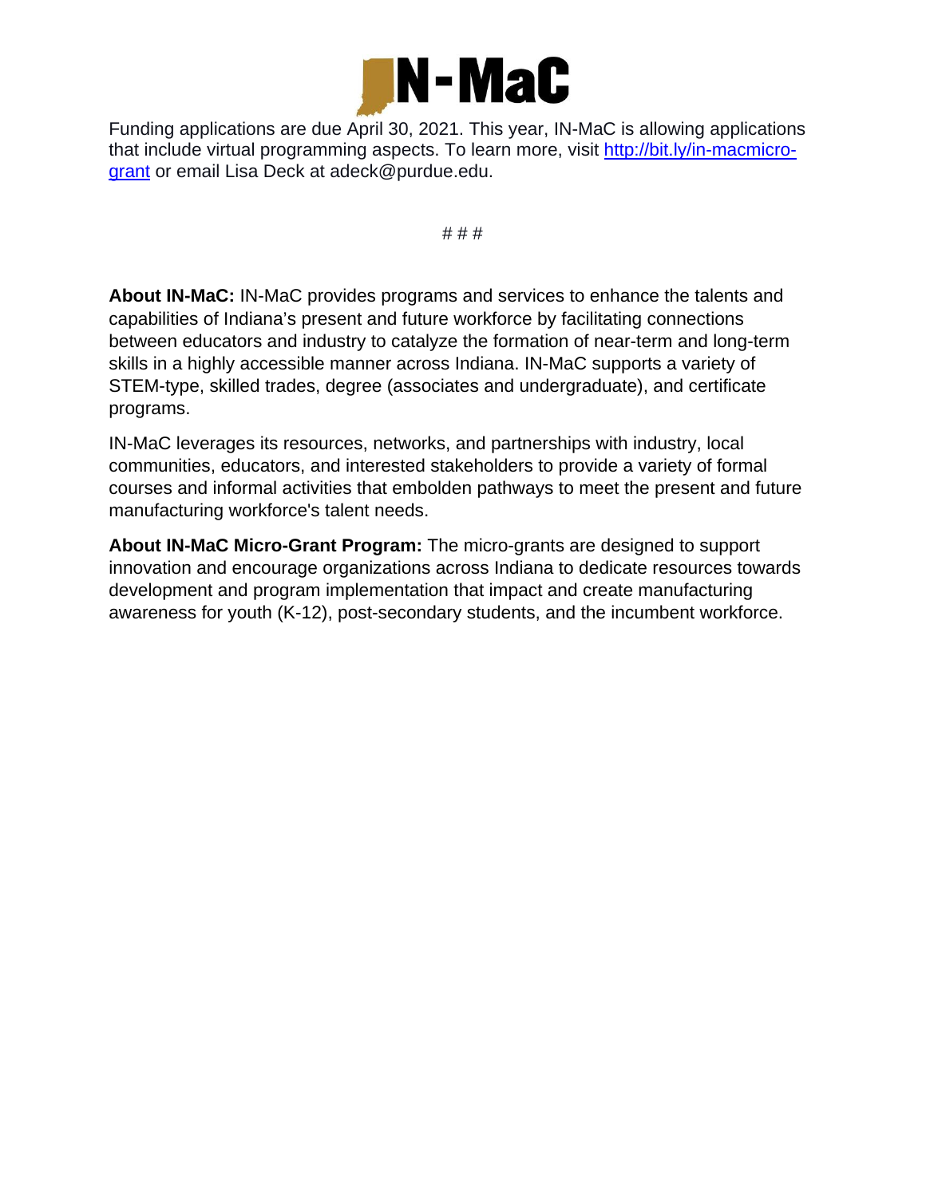Funding applications are due April 30, 2021. This year, IN-MaC is allowing applications that include virtual programming aspects. To learn more, visit [http://bit.ly/in-macmicro-grant](http://bit.ly/in-macmicro-grant) or email Lisa Deck at adeck@purdue.edu.

# # #

**About IN-MaC:** IN-MaC provides programs and services to enhance the talents and capabilities of Indiana's present and future workforce by facilitating connections between educators and industry to catalyze the formation of near-term and long-term skills in a highly accessible manner across Indiana. IN-MaC supports a variety of STEM-type, skilled trades, degree (associates and undergraduate), and certificate programs.

IN-MaC leverages its resources, networks, and partnerships with industry, local communities, educators, and interested stakeholders to provide a variety of formal courses and informal activities that embolden pathways to meet the present and future manufacturing workforce's talent needs.

**About IN-MaC Micro-Grant Program:** The micro-grants are designed to support innovation and encourage organizations across Indiana to dedicate resources towards development and program implementation that impact and create manufacturing awareness for youth (K-12), post-secondary students, and the incumbent workforce.